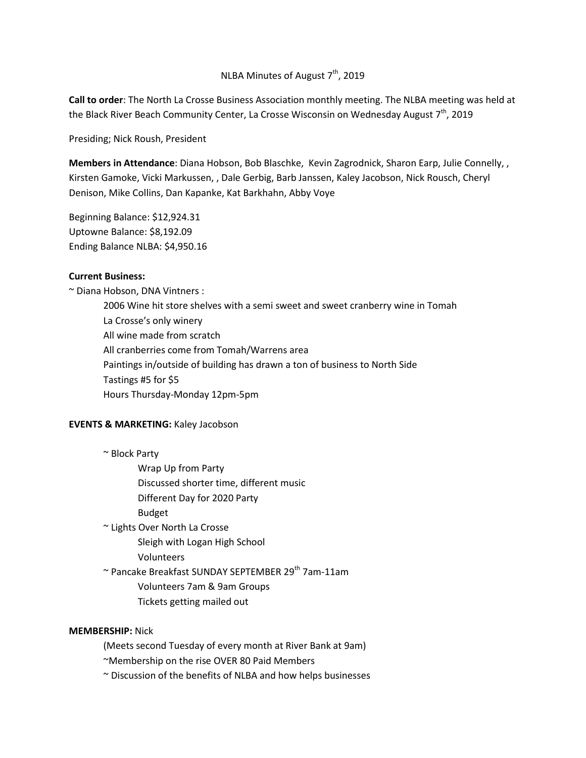NLBA Minutes of August 7th, 2019

**Call to order**: The North La Crosse Business Association monthly meeting. The NLBA meeting was held at the Black River Beach Community Center, La Crosse Wisconsin on Wednesday August 7th, 2019

Presiding; Nick Roush, President

**Members in Attendance**: Diana Hobson, Bob Blaschke, Kevin Zagrodnick, Sharon Earp, Julie Connelly, , Kirsten Gamoke, Vicki Markussen, , Dale Gerbig, Barb Janssen, Kaley Jacobson, Nick Rousch, Cheryl Denison, Mike Collins, Dan Kapanke, Kat Barkhahn, Abby Voye

Beginning Balance: $12,924.31
Uptowne Balance: $8,192.09
Ending Balance NLBA: $4,950.16

**Current Business:**

~ Diana Hobson, DNA Vintners :

- 2006 Wine hit store shelves with a semi sweet and sweet cranberry wine in Tomah
- La Crosse's only winery
- All wine made from scratch
- All cranberries come from Tomah/Warrens area
- Paintings in/outside of building has drawn a ton of business to North Side
- Tastings #5 for $5
- Hours Thursday-Monday 12pm-5pm

**EVENTS & MARKETING:** Kaley Jacobson

~ Block Party

- Wrap Up from Party
- Discussed shorter time, different music
- Different Day for 2020 Party
- Budget

~ Lights Over North La Crosse

- Sleigh with Logan High School
- Volunteers

~ Pancake Breakfast SUNDAY SEPTEMBER 29th 7am-11am

- Volunteers 7am & 9am Groups
- Tickets getting mailed out

**MEMBERSHIP:** Nick

(Meets second Tuesday of every month at River Bank at 9am)

~Membership on the rise OVER 80 Paid Members

~ Discussion of the benefits of NLBA and how helps businesses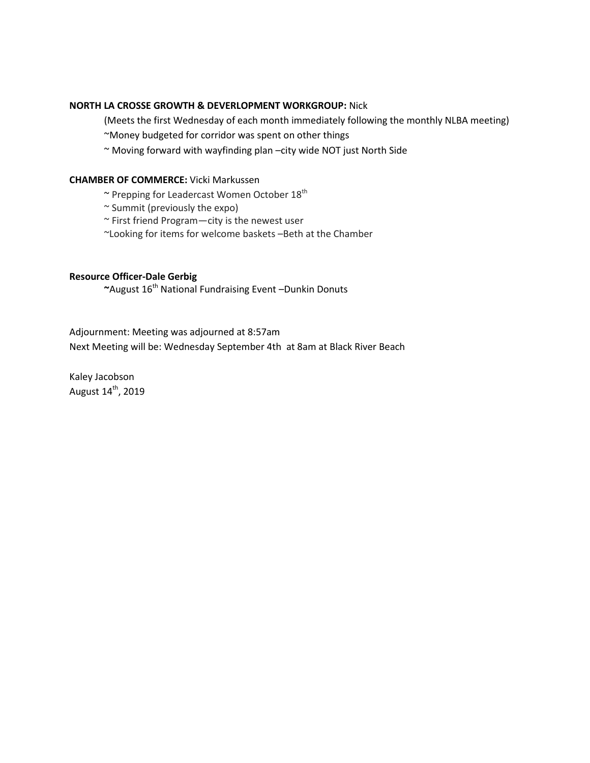**NORTH LA CROSSE GROWTH & DEVERLOPMENT WORKGROUP:** Nick

(Meets the first Wednesday of each month immediately following the monthly NLBA meeting)

~Money budgeted for corridor was spent on other things

~ Moving forward with wayfinding plan –city wide NOT just North Side

**CHAMBER OF COMMERCE:** Vicki Markussen

~ Prepping for Leadercast Women October 18th

~ Summit (previously the expo)

~ First friend Program—city is the newest user

~Looking for items for welcome baskets –Beth at the Chamber

**Resource Officer-Dale Gerbig**

**~**August 16th National Fundraising Event –Dunkin Donuts

Adjournment: Meeting was adjourned at 8:57am

Next Meeting will be: Wednesday September 4th at 8am at Black River Beach

Kaley Jacobson

August 14th, 2019